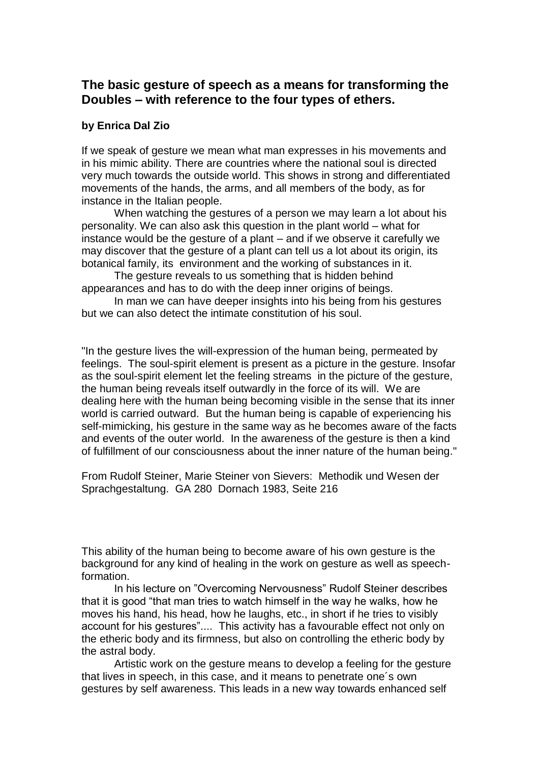## The basic gesture of speech as a means for transforming the Doubles – with reference to the four types of ethers.

**by Enrica Dal Zio**

If we speak of gesture we mean what man expresses in his movements and in his mimic ability. There are countries where the national soul is directed very much towards the outside world. This shows in strong and differentiated movements of the hands, the arms, and all members of the body, as for instance in the Italian people.

When watching the gestures of a person we may learn a lot about his personality. We can also ask this question in the plant world – what for instance would be the gesture of a plant – and if we observe it carefully we may discover that the gesture of a plant can tell us a lot about its origin, its botanical family, its environment and the working of substances in it.

The gesture reveals to us something that is hidden behind appearances and has to do with the deep inner origins of beings.

In man we can have deeper insights into his being from his gestures but we can also detect the intimate constitution of his soul.

"In the gesture lives the will-expression of the human being, permeated by feelings. The soul-spirit element is present as a picture in the gesture. Insofar as the soul-spirit element let the feeling streams in the picture of the gesture, the human being reveals itself outwardly in the force of its will. We are dealing here with the human being becoming visible in the sense that its inner world is carried outward. But the human being is capable of experiencing his self-mimicking, his gesture in the same way as he becomes aware of the facts and events of the outer world. In the awareness of the gesture is then a kind of fulfillment of our consciousness about the inner nature of the human being."

From Rudolf Steiner, Marie Steiner von Sievers: Methodik und Wesen der Sprachgestaltung. GA 280 Dornach 1983, Seite 216

This ability of the human being to become aware of his own gesture is the background for any kind of healing in the work on gesture as well as speech-formation.

In his lecture on "Overcoming Nervousness" Rudolf Steiner describes that it is good "that man tries to watch himself in the way he walks, how he moves his hand, his head, how he laughs, etc., in short if he tries to visibly account for his gestures".... This activity has a favourable effect not only on the etheric body and its firmness, but also on controlling the etheric body by the astral body.

Artistic work on the gesture means to develop a feeling for the gesture that lives in speech, in this case, and it means to penetrate one´s own gestures by self awareness. This leads in a new way towards enhanced self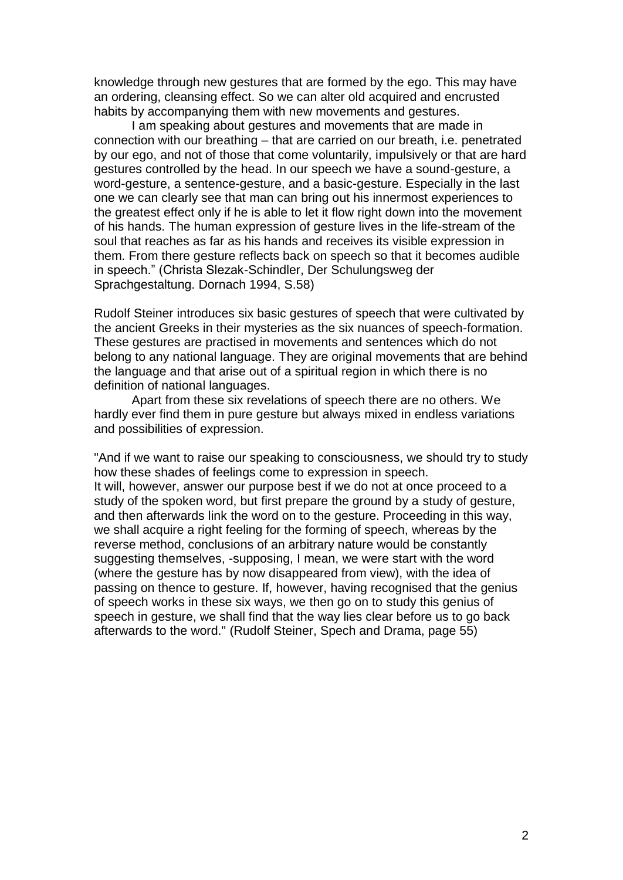knowledge through new gestures that are formed by the ego. This may have an ordering, cleansing effect. So we can alter old acquired and encrusted habits by accompanying them with new movements and gestures.

I am speaking about gestures and movements that are made in connection with our breathing – that are carried on our breath, i.e. penetrated by our ego, and not of those that come voluntarily, impulsively or that are hard gestures controlled by the head. In our speech we have a sound-gesture, a word-gesture, a sentence-gesture, and a basic-gesture. Especially in the last one we can clearly see that man can bring out his innermost experiences to the greatest effect only if he is able to let it flow right down into the movement of his hands. The human expression of gesture lives in the life-stream of the soul that reaches as far as his hands and receives its visible expression in them. From there gesture reflects back on speech so that it becomes audible in speech." (Christa Slezak-Schindler, Der Schulungsweg der Sprachgestaltung. Dornach 1994, S.58)

Rudolf Steiner introduces six basic gestures of speech that were cultivated by the ancient Greeks in their mysteries as the six nuances of speech-formation. These gestures are practised in movements and sentences which do not belong to any national language. They are original movements that are behind the language and that arise out of a spiritual region in which there is no definition of national languages.

Apart from these six revelations of speech there are no others. We hardly ever find them in pure gesture but always mixed in endless variations and possibilities of expression.

"And if we want to raise our speaking to consciousness, we should try to study how these shades of feelings come to expression in speech.
It will, however, answer our purpose best if we do not at once proceed to a study of the spoken word, but first prepare the ground by a study of gesture, and then afterwards link the word on to the gesture. Proceeding in this way, we shall acquire a right feeling for the forming of speech, whereas by the reverse method, conclusions of an arbitrary nature would be constantly suggesting themselves, -supposing, I mean, we were start with the word (where the gesture has by now disappeared from view), with the idea of passing on thence to gesture. If, however, having recognised that the genius of speech works in these six ways, we then go on to study this genius of speech in gesture, we shall find that the way lies clear before us to go back afterwards to the word." (Rudolf Steiner, Spech and Drama, page 55)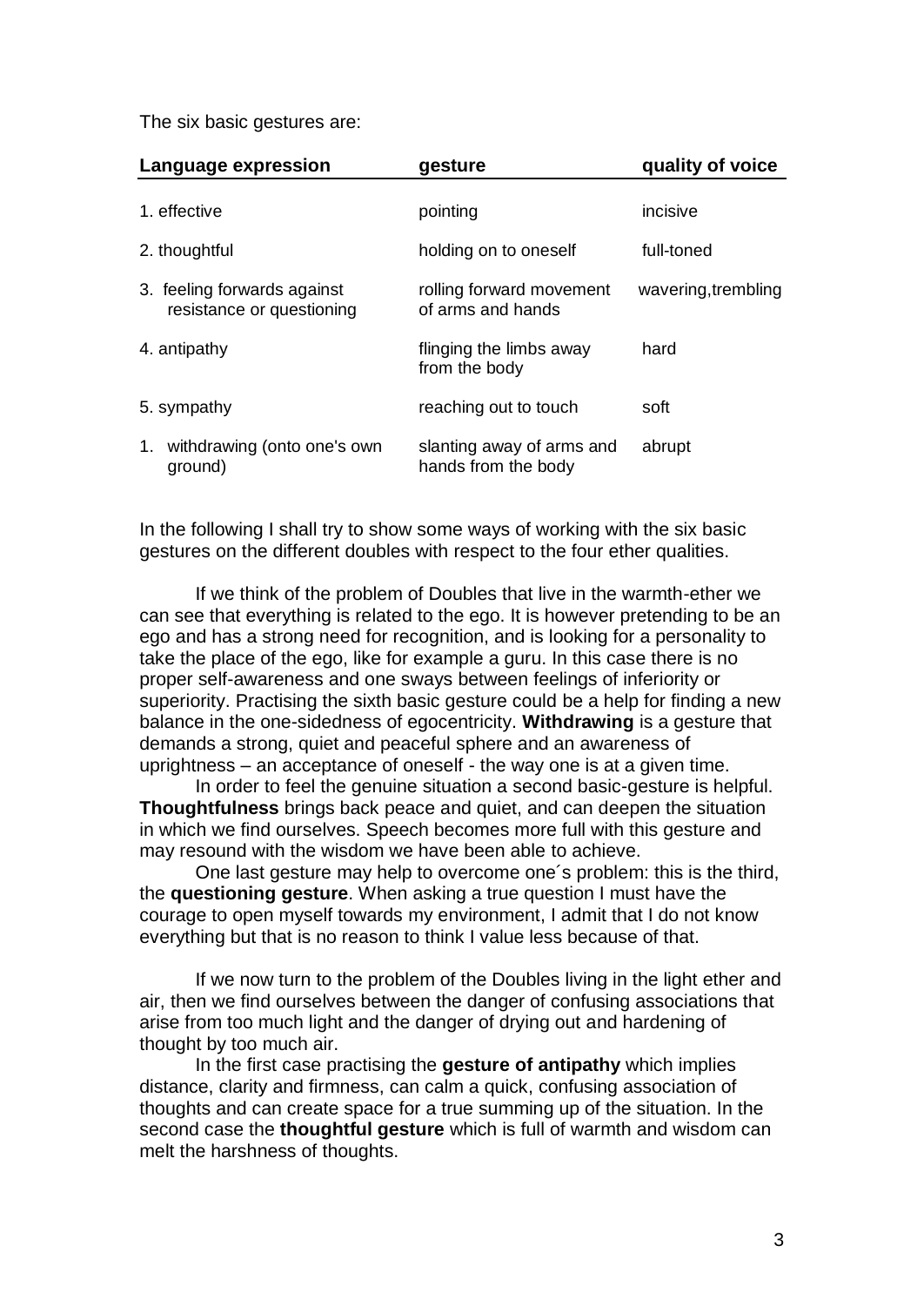The six basic gestures are:

| Language expression | gesture | quality of voice |
|---|---|---|
| 1. effective | pointing | incisive |
| 2. thoughtful | holding on to oneself | full-toned |
| 3. feeling forwards against resistance or questioning | rolling forward movement of arms and hands | wavering,trembling |
| 4. antipathy | flinging the limbs away from the body | hard |
| 5. sympathy | reaching out to touch | soft |
| 1. withdrawing (onto one's own ground) | slanting away of arms and hands from the body | abrupt |

In the following I shall try to show some ways of working with the six basic gestures on the different doubles with respect to the four ether qualities.

If we think of the problem of Doubles that live in the warmth-ether we can see that everything is related to the ego. It is however pretending to be an ego and has a strong need for recognition, and is looking for a personality to take the place of the ego, like for example a guru. In this case there is no proper self-awareness and one sways between feelings of inferiority or superiority. Practising the sixth basic gesture could be a help for finding a new balance in the one-sidedness of egocentricity. **Withdrawing** is a gesture that demands a strong, quiet and peaceful sphere and an awareness of uprightness – an acceptance of oneself - the way one is at a given time.

In order to feel the genuine situation a second basic-gesture is helpful. **Thoughtfulness** brings back peace and quiet, and can deepen the situation in which we find ourselves. Speech becomes more full with this gesture and may resound with the wisdom we have been able to achieve.

One last gesture may help to overcome one´s problem: this is the third, the **questioning gesture**. When asking a true question I must have the courage to open myself towards my environment, I admit that I do not know everything but that is no reason to think I value less because of that.

If we now turn to the problem of the Doubles living in the light ether and air, then we find ourselves between the danger of confusing associations that arise from too much light and the danger of drying out and hardening of thought by too much air.

In the first case practising the **gesture of antipathy** which implies distance, clarity and firmness, can calm a quick, confusing association of thoughts and can create space for a true summing up of the situation. In the second case the **thoughtful gesture** which is full of warmth and wisdom can melt the harshness of thoughts.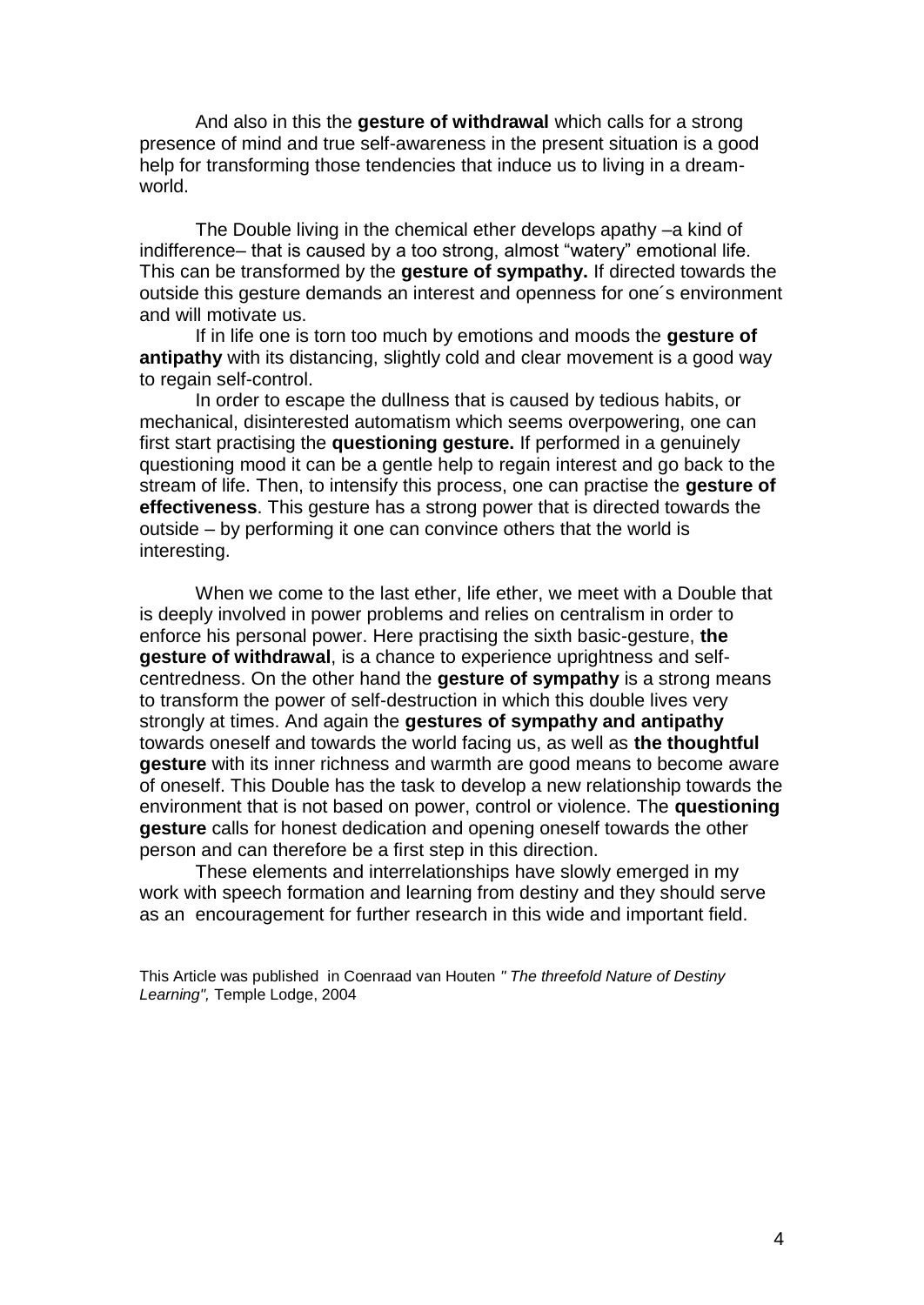And also in this the **gesture of withdrawal** which calls for a strong presence of mind and true self-awareness in the present situation is a good help for transforming those tendencies that induce us to living in a dream-world.

The Double living in the chemical ether develops apathy –a kind of indifference– that is caused by a too strong, almost "watery" emotional life. This can be transformed by the **gesture of sympathy.** If directed towards the outside this gesture demands an interest and openness for one´s environment and will motivate us.

If in life one is torn too much by emotions and moods the **gesture of antipathy** with its distancing, slightly cold and clear movement is a good way to regain self-control.

In order to escape the dullness that is caused by tedious habits, or mechanical, disinterested automatism which seems overpowering, one can first start practising the **questioning gesture.** If performed in a genuinely questioning mood it can be a gentle help to regain interest and go back to the stream of life. Then, to intensify this process, one can practise the **gesture of effectiveness**. This gesture has a strong power that is directed towards the outside – by performing it one can convince others that the world is interesting.

When we come to the last ether, life ether, we meet with a Double that is deeply involved in power problems and relies on centralism in order to enforce his personal power. Here practising the sixth basic-gesture, **the gesture of withdrawal**, is a chance to experience uprightness and self-centredness. On the other hand the **gesture of sympathy** is a strong means to transform the power of self-destruction in which this double lives very strongly at times. And again the **gestures of sympathy and antipathy** towards oneself and towards the world facing us, as well as **the thoughtful gesture** with its inner richness and warmth are good means to become aware of oneself. This Double has the task to develop a new relationship towards the environment that is not based on power, control or violence. The **questioning gesture** calls for honest dedication and opening oneself towards the other person and can therefore be a first step in this direction.

These elements and interrelationships have slowly emerged in my work with speech formation and learning from destiny and they should serve as an encouragement for further research in this wide and important field.

This Article was published in Coenraad van Houten *" The threefold Nature of Destiny Learning",* Temple Lodge, 2004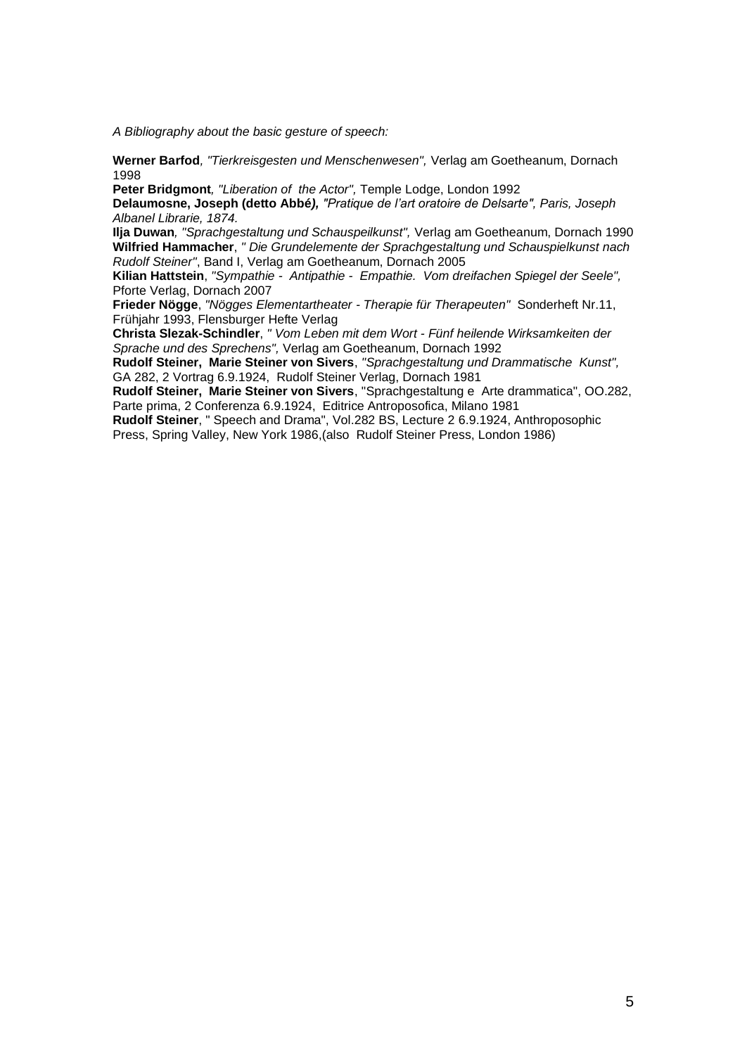*A Bibliography about the basic gesture of speech:*

**Werner Barfod**, *"Tierkreisgesten und Menschenwesen",* Verlag am Goetheanum, Dornach 1998

**Peter Bridgmont**, *"Liberation of the Actor",* Temple Lodge, London 1992

**Delaumosne, Joseph (detto Abbé)**, *"Pratique de l'art oratoire de Delsarte", Paris, Joseph Albanel Librarie, 1874.*

**Ilja Duwan**, *"Sprachgestaltung und Schauspeilkunst",* Verlag am Goetheanum, Dornach 1990

**Wilfried Hammacher**, *" Die Grundelemente der Sprachgestaltung und Schauspielkunst nach Rudolf Steiner"*, Band I, Verlag am Goetheanum, Dornach 2005

**Kilian Hattstein**, *"Sympathie - Antipathie - Empathie. Vom dreifachen Spiegel der Seele",* Pforte Verlag, Dornach 2007

**Frieder Nögge**, *"Nögges Elementartheater - Therapie für Therapeuten"* Sonderheft Nr.11, Frühjahr 1993, Flensburger Hefte Verlag

**Christa Slezak-Schindler**, *" Vom Leben mit dem Wort - Fünf heilende Wirksamkeiten der Sprache und des Sprechens",* Verlag am Goetheanum, Dornach 1992

**Rudolf Steiner, Marie Steiner von Sivers**, *"Sprachgestaltung und Drammatische Kunst",* GA 282, 2 Vortrag 6.9.1924, Rudolf Steiner Verlag, Dornach 1981

**Rudolf Steiner, Marie Steiner von Sivers**, "Sprachgestaltung e Arte drammatica", OO.282, Parte prima, 2 Conferenza 6.9.1924, Editrice Antroposofica, Milano 1981

**Rudolf Steiner**, " Speech and Drama", Vol.282 BS, Lecture 2 6.9.1924, Anthroposophic Press, Spring Valley, New York 1986,(also Rudolf Steiner Press, London 1986)